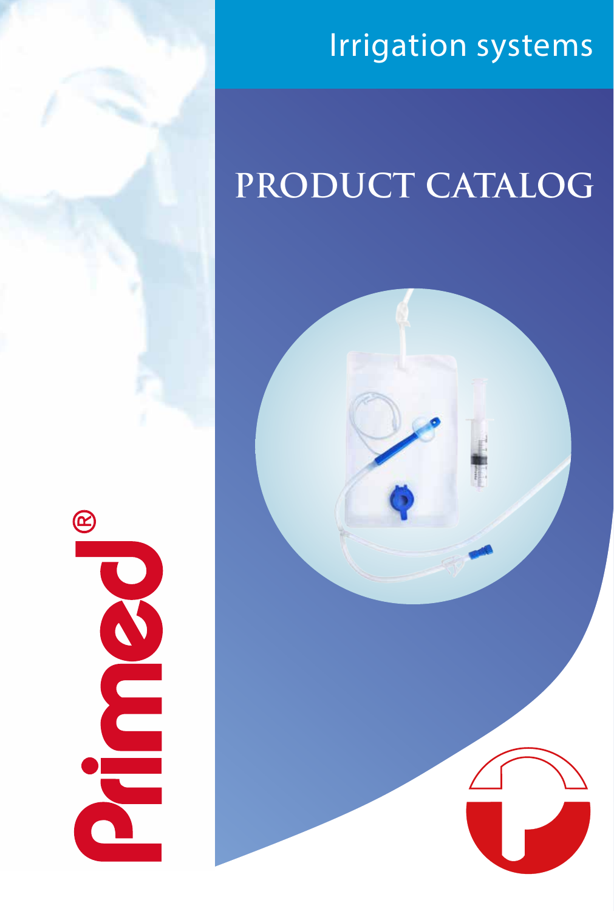Irrigation systems

# PRODUCT CATALOG

Primed®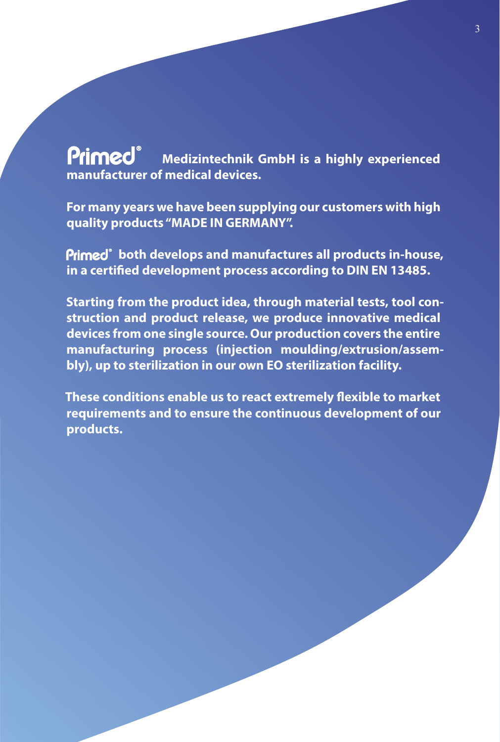**Primed® Medizintechnik GmbH is a highly experienced manufacturer of medical devices.**

**For many years we have been supplying our customers with high quality products "MADE IN GERMANY".**

**Primed® both develops and manufactures all products in-house, in a certified development process according to DIN EN 13485.**

**Starting from the product idea, through material tests, tool construction and product release, we produce innovative medical devices from one single source. Our production covers the entire manufacturing process (injection moulding/extrusion/assembly), up to sterilization in our own EO sterilization facility.**

**These conditions enable us to react extremely flexible to market requirements and to ensure the continuous development of our products.**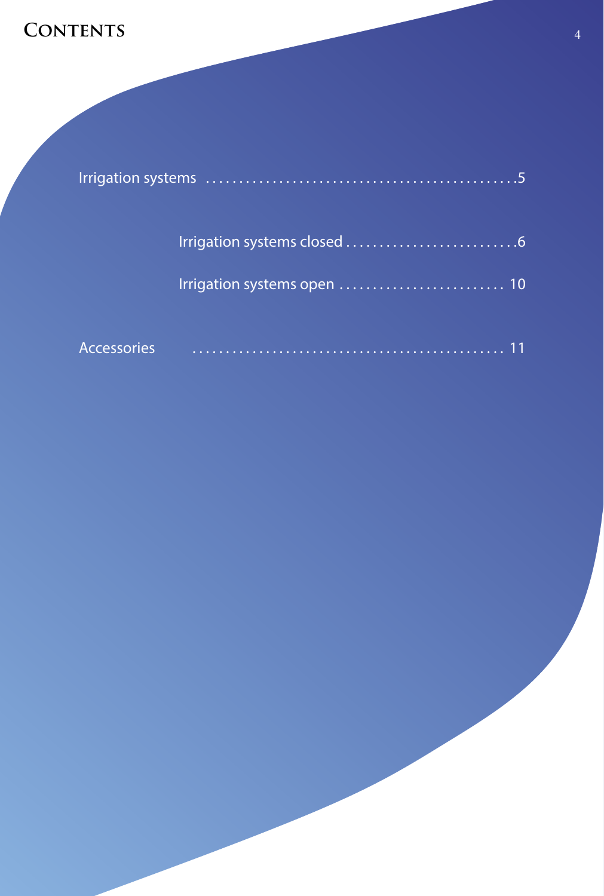# Contents

Irrigation systems ............................................5

- Irrigation systems closed ..........................6
- Irrigation systems open ......................... 10

Accessories ............................................. 11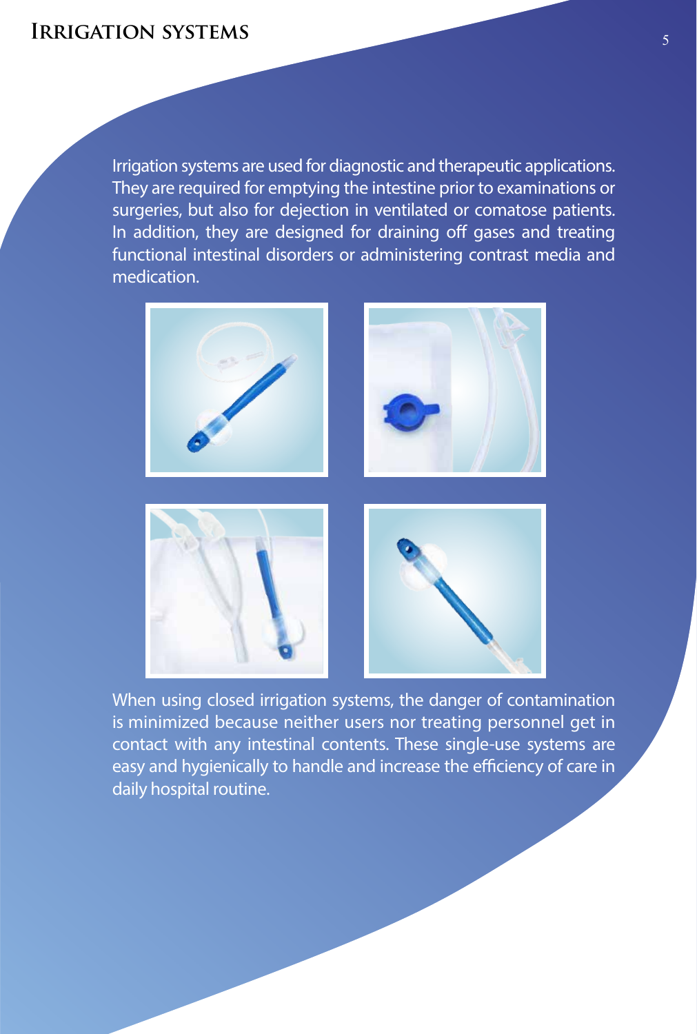# Irrigation systems

Irrigation systems are used for diagnostic and therapeutic applications. They are required for emptying the intestine prior to examinations or surgeries, but also for dejection in ventilated or comatose patients. In addition, they are designed for draining off gases and treating functional intestinal disorders or administering contrast media and medication.

When using closed irrigation systems, the danger of contamination is minimized because neither users nor treating personnel get in contact with any intestinal contents. These single-use systems are easy and hygienically to handle and increase the efficiency of care in daily hospital routine.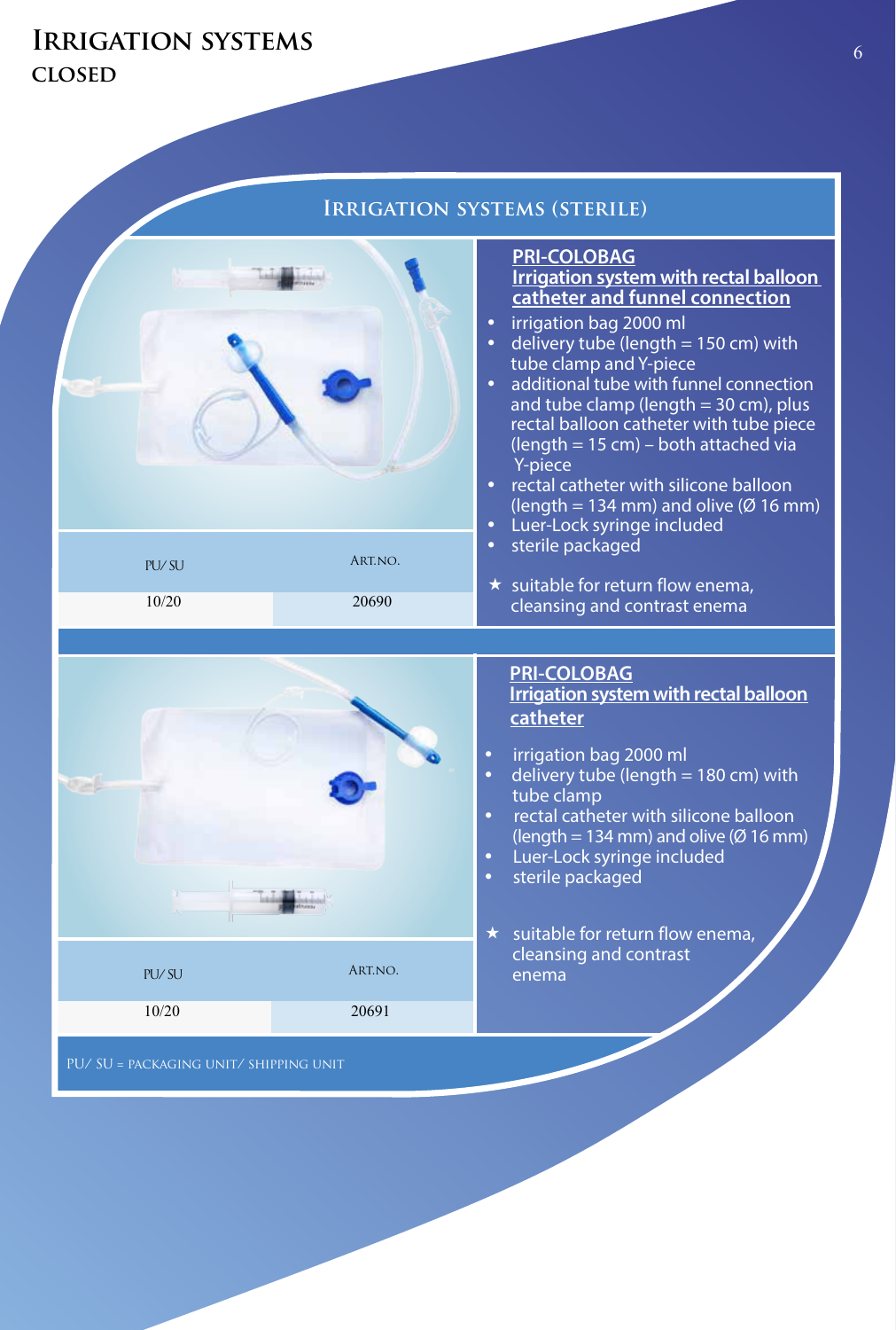# Irrigation systems

## closed

### Irrigation systems (sterile)

**PRI-COLOBAG**
**Irrigation system with rectal balloon catheter and funnel connection**

- irrigation bag 2000 ml
- delivery tube (length = 150 cm) with tube clamp and Y-piece
- additional tube with funnel connection and tube clamp (length = 30 cm), plus rectal balloon catheter with tube piece (length = 15 cm) – both attached via Y-piece
- rectal catheter with silicone balloon (length = 134 mm) and olive (Ø 16 mm)
- Luer-Lock syringe included
- sterile packaged

★ suitable for return flow enema, cleansing and contrast enema

| PU/ SU | ART.NO. |
| --- | --- |
| 10/20 | 20690 |

**PRI-COLOBAG**
**Irrigation system with rectal balloon catheter**

- irrigation bag 2000 ml
- delivery tube (length = 180 cm) with tube clamp
- rectal catheter with silicone balloon (length = 134 mm) and olive (Ø 16 mm)
- Luer-Lock syringe included
- sterile packaged

★ suitable for return flow enema, cleansing and contrast enema

| PU/ SU | ART.NO. |
| --- | --- |
| 10/20 | 20691 |

PU/ SU = packaging unit/ shipping unit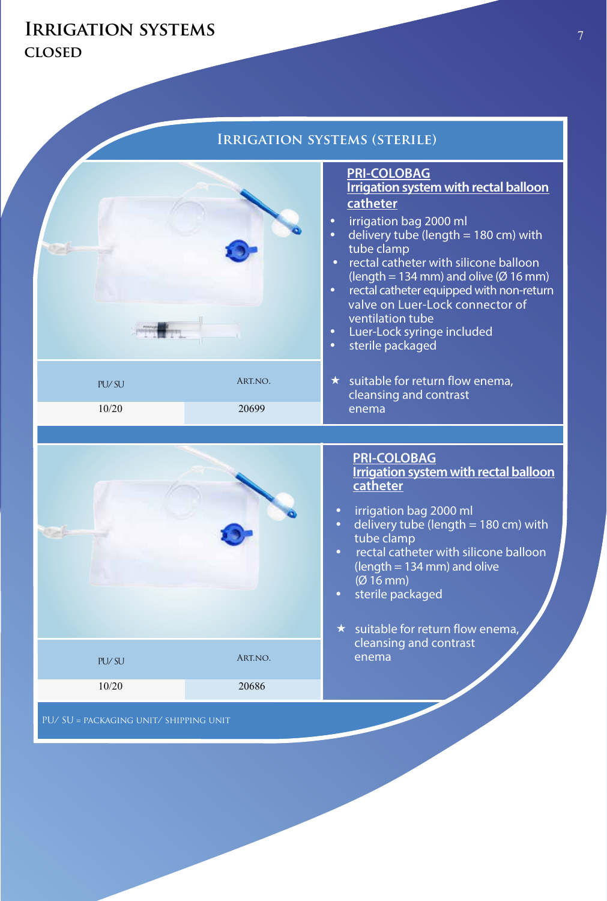# Irrigation systems

## closed

### Irrigation systems (sterile)

**PRI-COLOBAG**
**Irrigation system with rectal balloon catheter**

- irrigation bag 2000 ml
- delivery tube (length = 180 cm) with tube clamp
- rectal catheter with silicone balloon (length = 134 mm) and olive (Ø 16 mm)
- rectal catheter equipped with non-return valve on Luer-Lock connector of ventilation tube
- Luer-Lock syringe included
- sterile packaged

★ suitable for return flow enema, cleansing and contrast enema

| PU/ SU | ART.NO. |
|---|---|
| 10/20 | 20699 |

**PRI-COLOBAG**
**Irrigation system with rectal balloon catheter**

- irrigation bag 2000 ml
- delivery tube (length = 180 cm) with tube clamp
- rectal catheter with silicone balloon (length = 134 mm) and olive (Ø 16 mm)
- sterile packaged

★ suitable for return flow enema, cleansing and contrast enema

| PU/ SU | ART.NO. |
|---|---|
| 10/20 | 20686 |

PU/ SU = packaging unit/ shipping unit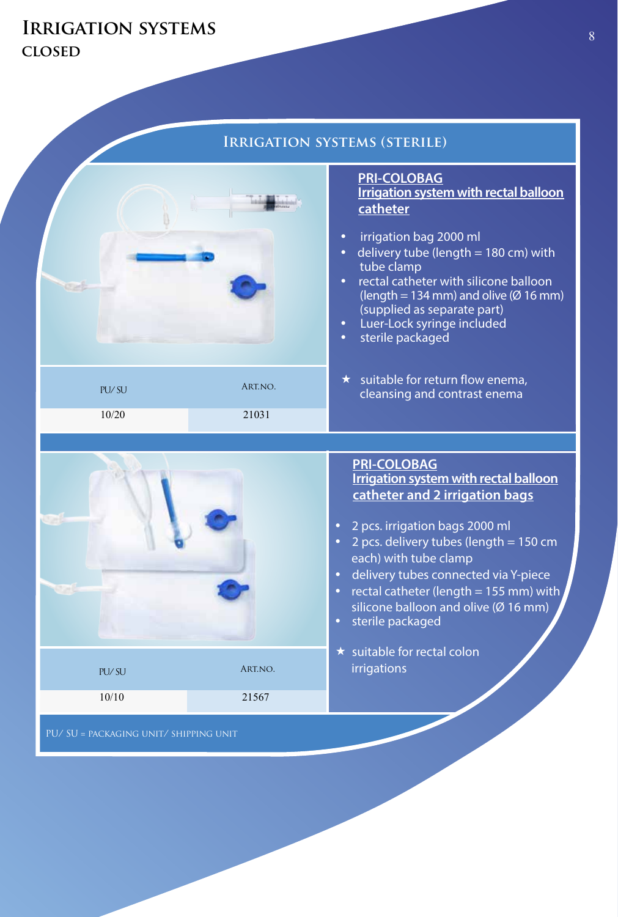# Irrigation systems

## closed

### Irrigation systems (sterile)

**PRI-COLOBAG**
**Irrigation system with rectal balloon catheter**

- irrigation bag 2000 ml
- delivery tube (length = 180 cm) with tube clamp
- rectal catheter with silicone balloon (length = 134 mm) and olive (Ø 16 mm) (supplied as separate part)
- Luer-Lock syringe included
- sterile packaged

★ suitable for return flow enema, cleansing and contrast enema

| PU/ SU | ART.NO. |
|---|---|
| 10/20 | 21031 |

**PRI-COLOBAG**
**Irrigation system with rectal balloon catheter and 2 irrigation bags**

- 2 pcs. irrigation bags 2000 ml
- 2 pcs. delivery tubes (length = 150 cm each) with tube clamp
- delivery tubes connected via Y-piece
- rectal catheter (length = 155 mm) with silicone balloon and olive (Ø 16 mm)
- sterile packaged

★ suitable for rectal colon irrigations

| PU/ SU | ART.NO. |
|---|---|
| 10/10 | 21567 |

PU/ SU = packaging unit/ shipping unit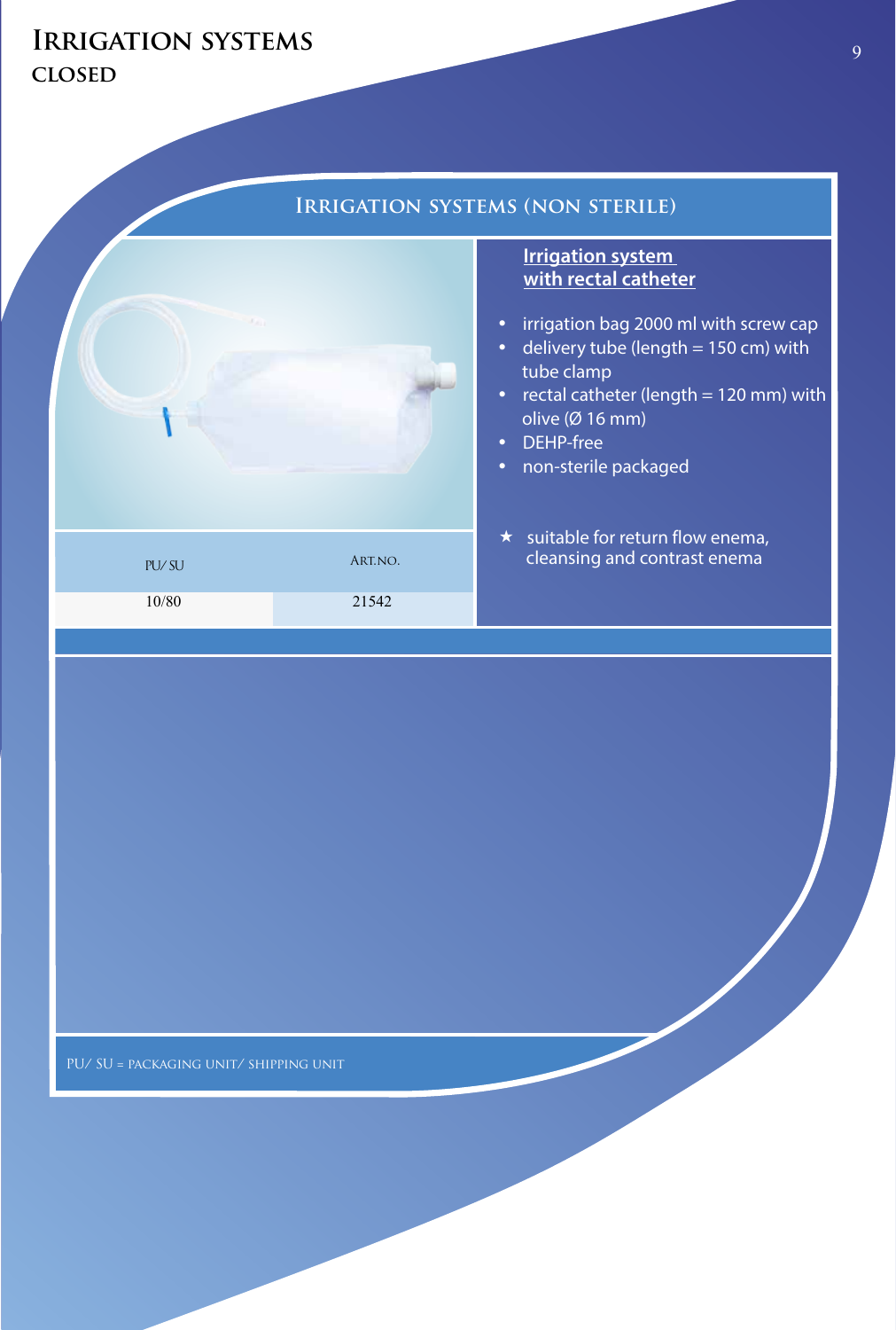# Irrigation systems
## closed

### Irrigation systems (non sterile)

| PU/ SU | ART.NO. |
|---|---|
| 10/80 | 21542 |

**Irrigation system with rectal catheter**

- irrigation bag 2000 ml with screw cap
- delivery tube (length = 150 cm) with tube clamp
- rectal catheter (length = 120 mm) with olive (Ø 16 mm)
- DEHP-free
- non-sterile packaged

★ suitable for return flow enema, cleansing and contrast enema

PU/ SU = packaging unit/ shipping unit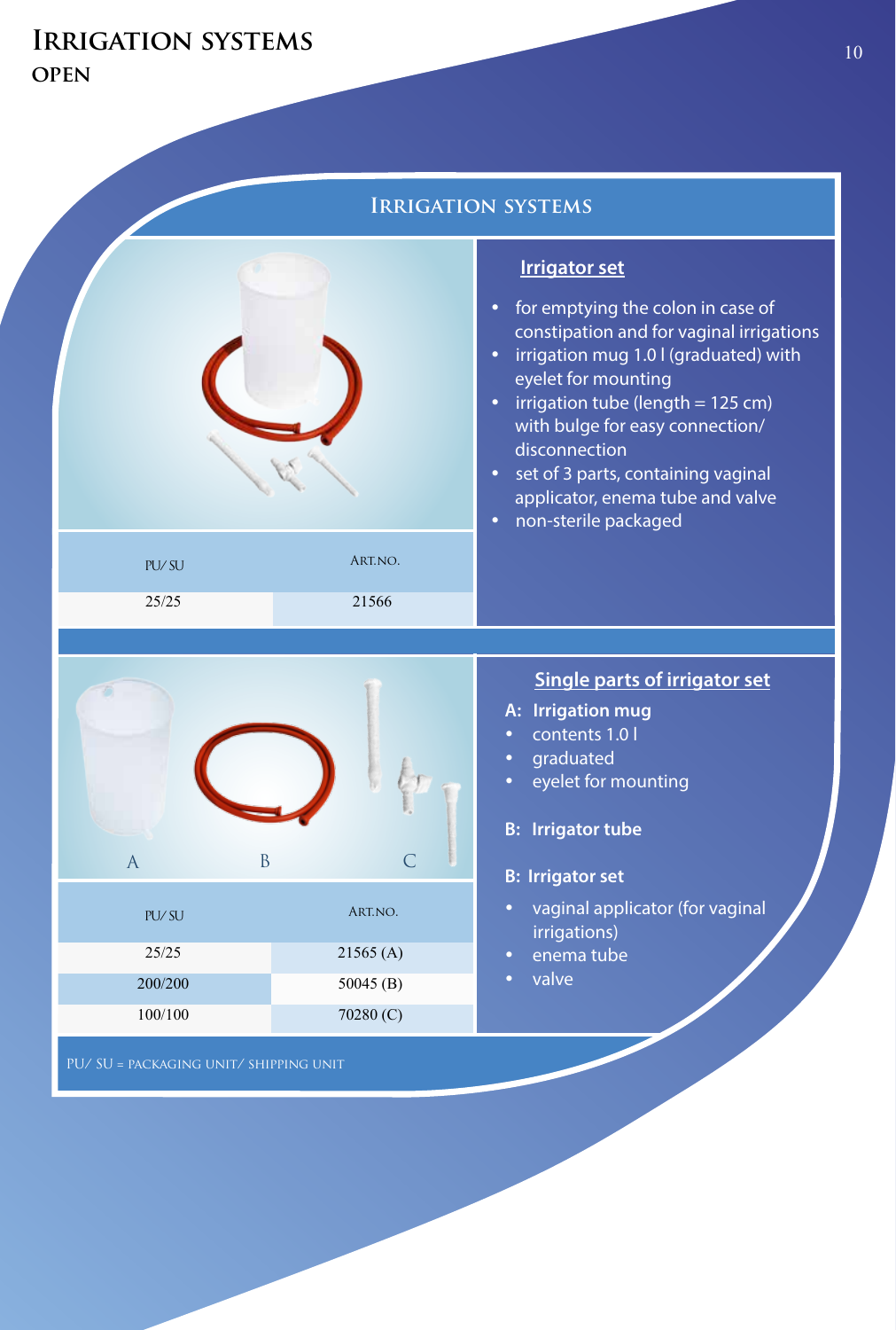# Irrigation systems
## open

### Irrigation systems

| PU/ SU | ART.NO. |
|---|---|
| 25/25 | 21566 |

**Irrigator set**

- for emptying the colon in case of constipation and for vaginal irrigations
- irrigation mug 1.0 l (graduated) with eyelet for mounting
- irrigation tube (length = 125 cm) with bulge for easy connection/ disconnection
- set of 3 parts, containing vaginal applicator, enema tube and valve
- non-sterile packaged

A B C

| PU/ SU | ART.NO. |
|---|---|
| 25/25 | 21565 (A) |
| 200/200 | 50045 (B) |
| 100/100 | 70280 (C) |

**Single parts of irrigator set**

**A: Irrigation mug**
- contents 1.0 l
- graduated
- eyelet for mounting

**B: Irrigator tube**

**B: Irrigator set**
- vaginal applicator (for vaginal irrigations)
- enema tube
- valve

PU/ SU = PACKAGING UNIT/ SHIPPING UNIT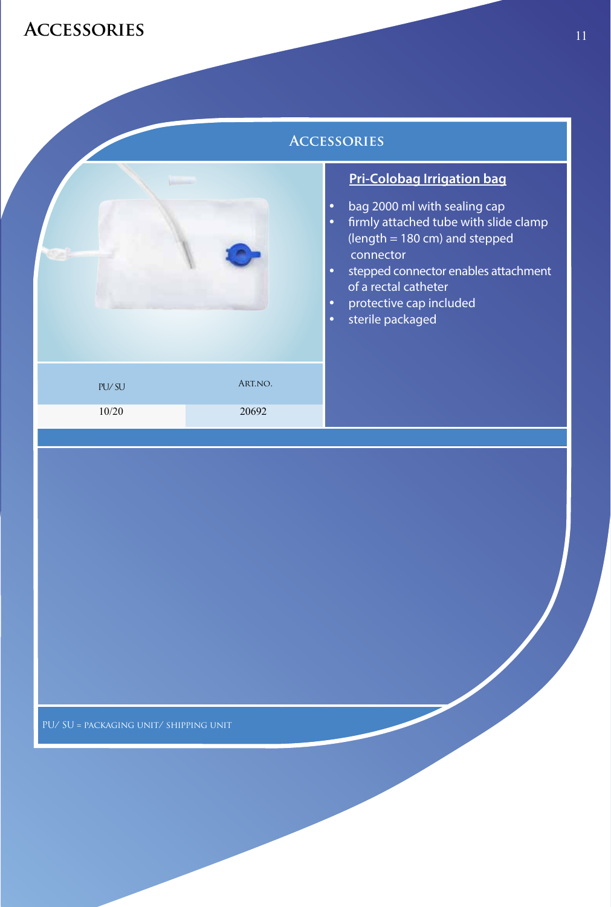# ACCESSORIES

## ACCESSORIES

### Pri-Colobag Irrigation bag

- bag 2000 ml with sealing cap
- firmly attached tube with slide clamp (length = 180 cm) and stepped connector
- stepped connector enables attachment of a rectal catheter
- protective cap included
- sterile packaged

| PU/ SU | ART.NO. |
|---|---|
| 10/20 | 20692 |

PU/ SU = PACKAGING UNIT/ SHIPPING UNIT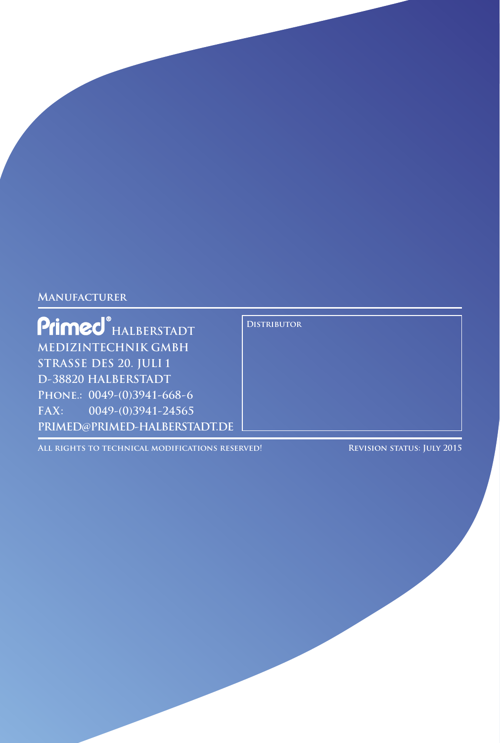**Manufacturer**

**Primed® HALBERSTADT**
**MEDIZINTECHNIK GMBH**
**STRASSE DES 20. JULI 1**
**D-38820 HALBERSTADT**
**Phone.: 0049-(0)3941-668-6**
**FAX: 0049-(0)3941-24565**
**PRIMED@PRIMED-HALBERSTADT.DE**

**Distributor**

All rights to technical modifications reserved!

Revision status: July 2015